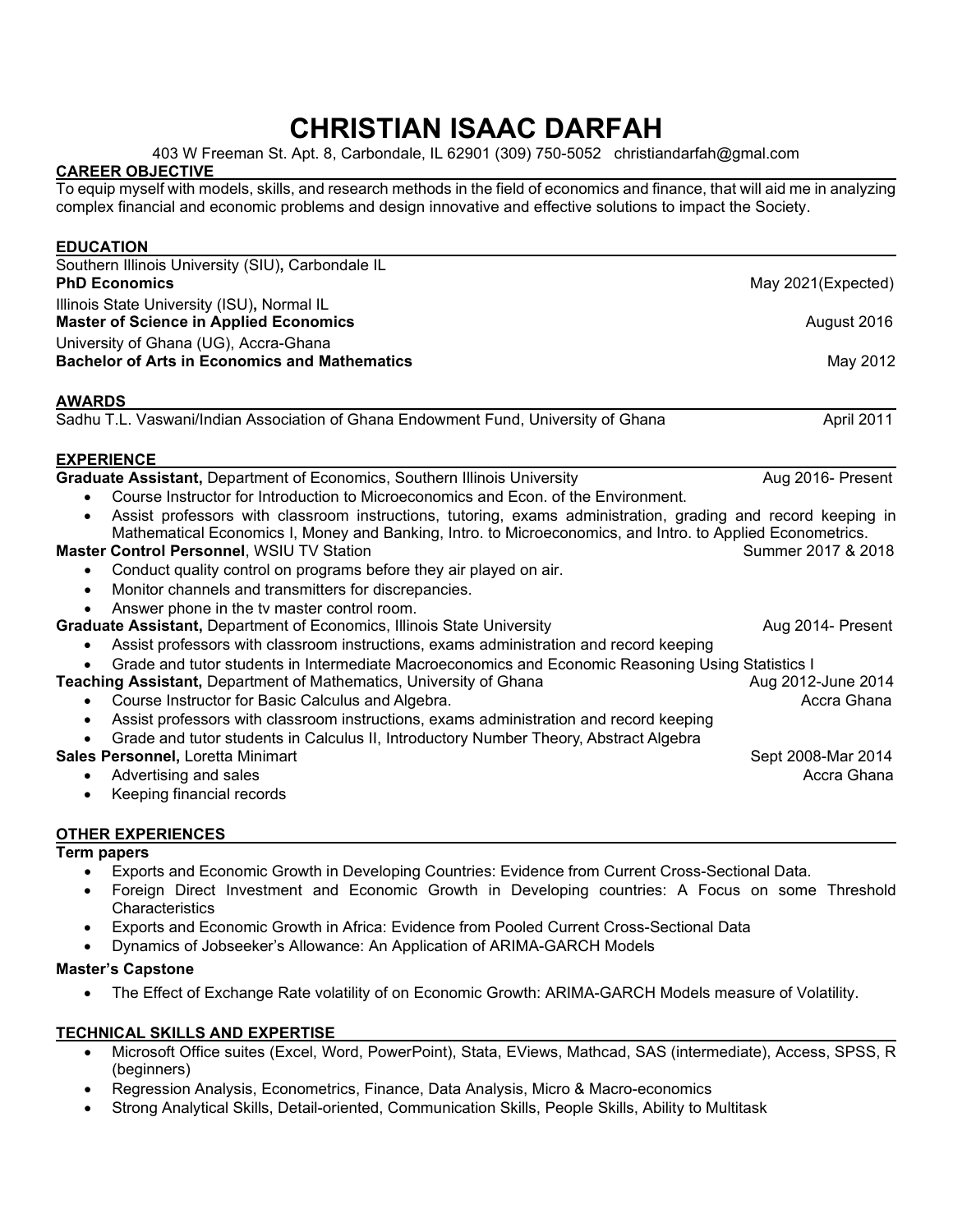# CHRISTIAN ISAAC DARFAH

403 W Freeman St. Apt. 8, Carbondale, IL 62901 (309) 750-5052 christiandarfah@gmal.com

## CAREER OBJECTIVE

To equip myself with models, skills, and research methods in the field of economics and finance, that will aid me in analyzing complex financial and economic problems and design innovative and effective solutions to impact the Society.

## EDUCATION

Southern Illinois University (SIU), Carbondale IL
**PhD Economics** — May 2021(Expected)

Illinois State University (ISU), Normal IL
**Master of Science in Applied Economics** — August 2016

University of Ghana (UG), Accra-Ghana
**Bachelor of Arts in Economics and Mathematics** — May 2012

## AWARDS

Sadhu T.L. Vaswani/Indian Association of Ghana Endowment Fund, University of Ghana — April 2011

## EXPERIENCE

**Graduate Assistant,** Department of Economics, Southern Illinois University — Aug 2016- Present

- Course Instructor for Introduction to Microeconomics and Econ. of the Environment.
- Assist professors with classroom instructions, tutoring, exams administration, grading and record keeping in Mathematical Economics I, Money and Banking, Intro. to Microeconomics, and Intro. to Applied Econometrics.

**Master Control Personnel**, WSIU TV Station — Summer 2017 & 2018

- Conduct quality control on programs before they air played on air.
- Monitor channels and transmitters for discrepancies.
- Answer phone in the tv master control room.

**Graduate Assistant,** Department of Economics, Illinois State University — Aug 2014- Present

- Assist professors with classroom instructions, exams administration and record keeping
- Grade and tutor students in Intermediate Macroeconomics and Economic Reasoning Using Statistics I

**Teaching Assistant,** Department of Mathematics, University of Ghana — Aug 2012-June 2014, Accra Ghana

- Course Instructor for Basic Calculus and Algebra.
- Assist professors with classroom instructions, exams administration and record keeping
- Grade and tutor students in Calculus II, Introductory Number Theory, Abstract Algebra

**Sales Personnel,** Loretta Minimart — Sept 2008-Mar 2014, Accra Ghana

- Advertising and sales
- Keeping financial records

## OTHER EXPERIENCES

**Term papers**

- Exports and Economic Growth in Developing Countries: Evidence from Current Cross-Sectional Data.
- Foreign Direct Investment and Economic Growth in Developing countries: A Focus on some Threshold Characteristics
- Exports and Economic Growth in Africa: Evidence from Pooled Current Cross-Sectional Data
- Dynamics of Jobseeker's Allowance: An Application of ARIMA-GARCH Models

**Master's Capstone**

- The Effect of Exchange Rate volatility of on Economic Growth: ARIMA-GARCH Models measure of Volatility.

## TECHNICAL SKILLS AND EXPERTISE

- Microsoft Office suites (Excel, Word, PowerPoint), Stata, EViews, Mathcad, SAS (intermediate), Access, SPSS, R (beginners)
- Regression Analysis, Econometrics, Finance, Data Analysis, Micro & Macro-economics
- Strong Analytical Skills, Detail-oriented, Communication Skills, People Skills, Ability to Multitask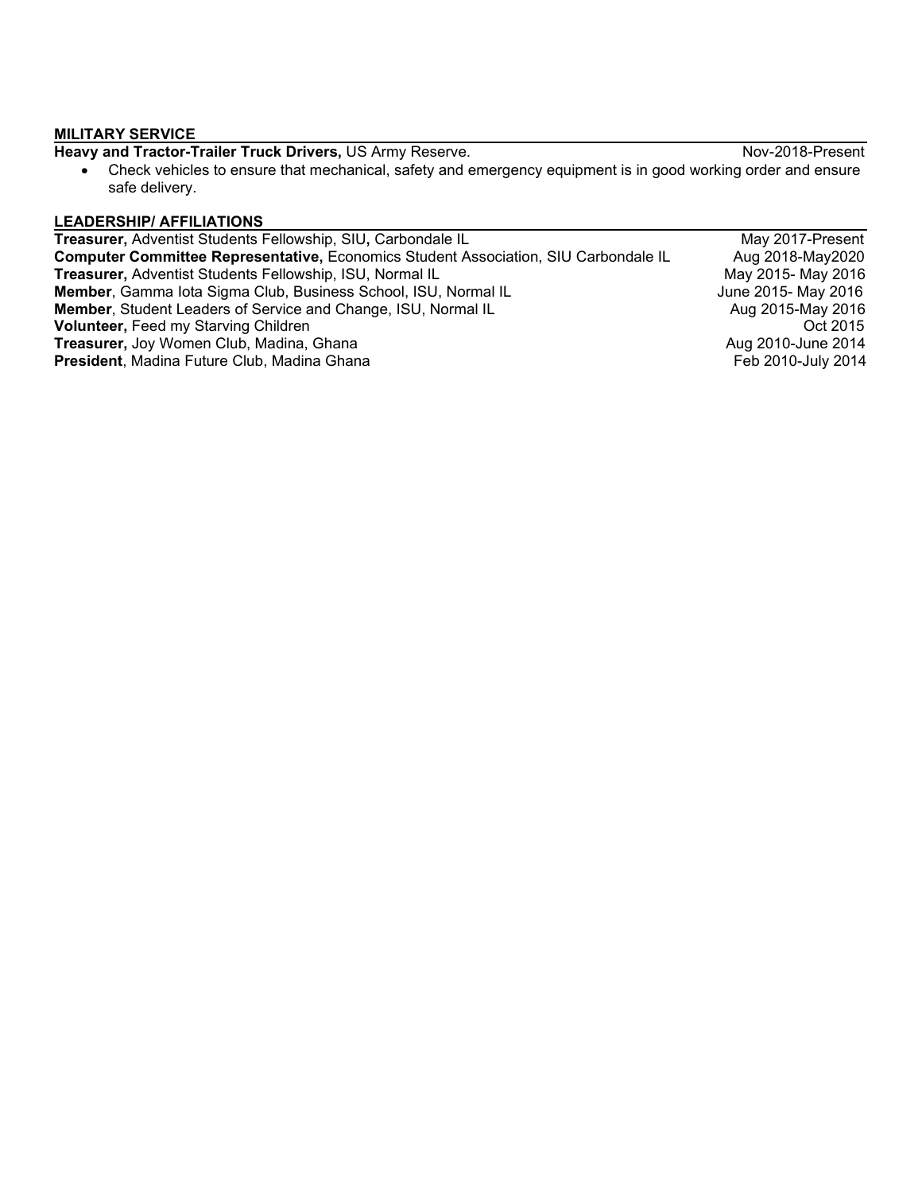## MILITARY SERVICE

**Heavy and Tractor-Trailer Truck Drivers,** US Army Reserve. Nov-2018-Present

- Check vehicles to ensure that mechanical, safety and emergency equipment is in good working order and ensure safe delivery.

## LEADERSHIP/ AFFILIATIONS

**Treasurer,** Adventist Students Fellowship, SIU**,** Carbondale IL May 2017-Present

**Computer Committee Representative,** Economics Student Association, SIU Carbondale IL Aug 2018-May2020

**Treasurer,** Adventist Students Fellowship, ISU, Normal IL May 2015- May 2016

**Member**, Gamma Iota Sigma Club, Business School, ISU, Normal IL June 2015- May 2016

**Member**, Student Leaders of Service and Change, ISU, Normal IL Aug 2015-May 2016

**Volunteer,** Feed my Starving Children Oct 2015

**Treasurer,** Joy Women Club, Madina, Ghana Aug 2010-June 2014

**President**, Madina Future Club, Madina Ghana Feb 2010-July 2014